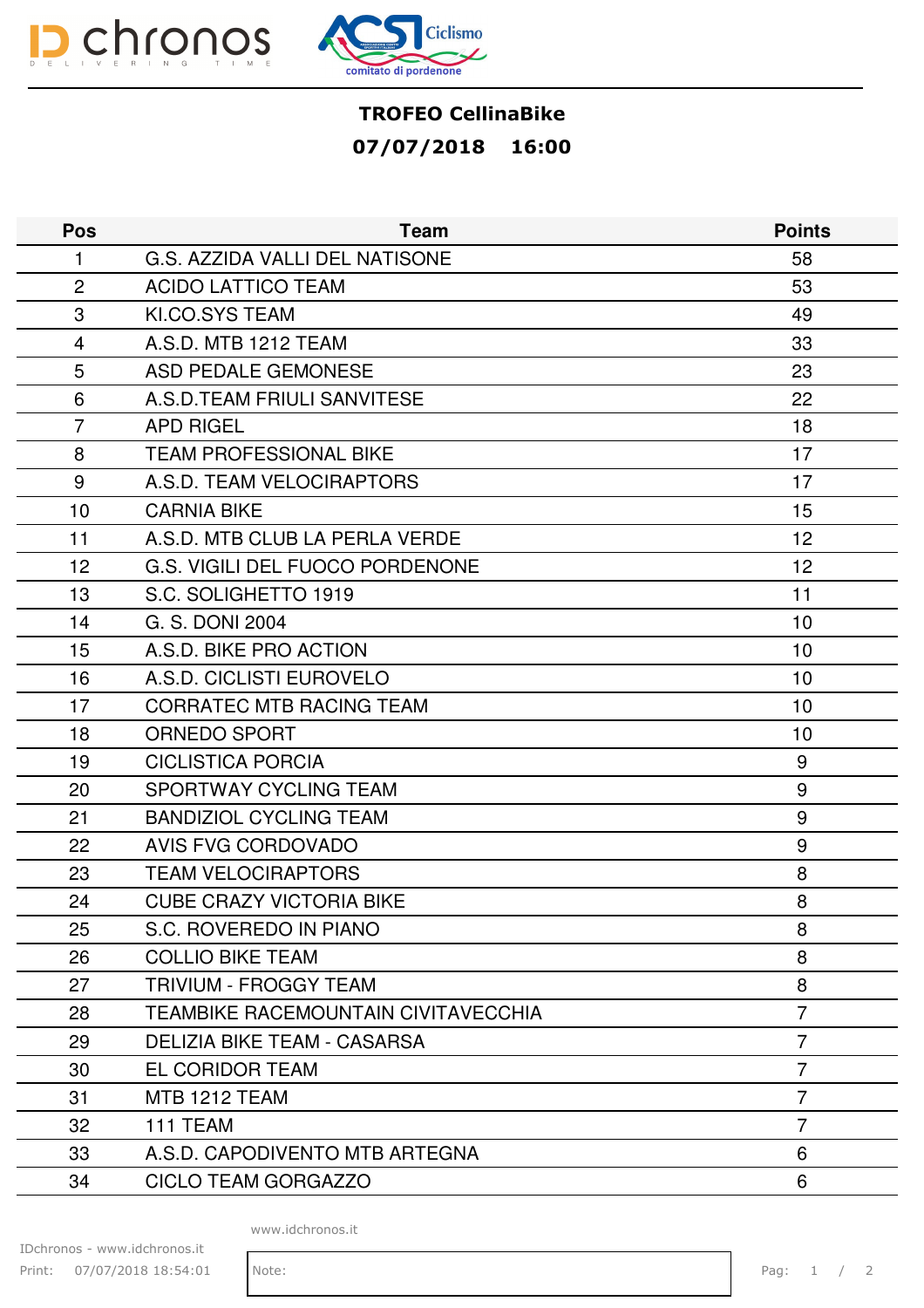# TROFEO CellinaBike

## 07/07/2018 16:00

| Pos | Team | Points |
|---|---|---|
| 1 | G.S. AZZIDA VALLI DEL NATISONE | 58 |
| 2 | ACIDO LATTICO TEAM | 53 |
| 3 | KI.CO.SYS TEAM | 49 |
| 4 | A.S.D. MTB 1212 TEAM | 33 |
| 5 | ASD PEDALE GEMONESE | 23 |
| 6 | A.S.D.TEAM FRIULI SANVITESE | 22 |
| 7 | APD RIGEL | 18 |
| 8 | TEAM PROFESSIONAL BIKE | 17 |
| 9 | A.S.D. TEAM VELOCIRAPTORS | 17 |
| 10 | CARNIA BIKE | 15 |
| 11 | A.S.D. MTB CLUB LA PERLA VERDE | 12 |
| 12 | G.S. VIGILI DEL FUOCO PORDENONE | 12 |
| 13 | S.C. SOLIGHETTO 1919 | 11 |
| 14 | G. S. DONI 2004 | 10 |
| 15 | A.S.D. BIKE PRO ACTION | 10 |
| 16 | A.S.D. CICLISTI EUROVELO | 10 |
| 17 | CORRATEC MTB RACING TEAM | 10 |
| 18 | ORNEDO SPORT | 10 |
| 19 | CICLISTICA PORCIA | 9 |
| 20 | SPORTWAY CYCLING TEAM | 9 |
| 21 | BANDIZIOL CYCLING TEAM | 9 |
| 22 | AVIS FVG CORDOVADO | 9 |
| 23 | TEAM VELOCIRAPTORS | 8 |
| 24 | CUBE CRAZY VICTORIA BIKE | 8 |
| 25 | S.C. ROVEREDO IN PIANO | 8 |
| 26 | COLLIO BIKE TEAM | 8 |
| 27 | TRIVIUM - FROGGY TEAM | 8 |
| 28 | TEAMBIKE RACEMOUNTAIN CIVITAVECCHIA | 7 |
| 29 | DELIZIA BIKE TEAM - CASARSA | 7 |
| 30 | EL CORIDOR TEAM | 7 |
| 31 | MTB 1212 TEAM | 7 |
| 32 | 111 TEAM | 7 |
| 33 | A.S.D. CAPODIVENTO MTB ARTEGNA | 6 |
| 34 | CICLO TEAM GORGAZZO | 6 |

www.idchronos.it

IDchronos - www.idchronos.it
Print: 07/07/2018 18:54:01

Note: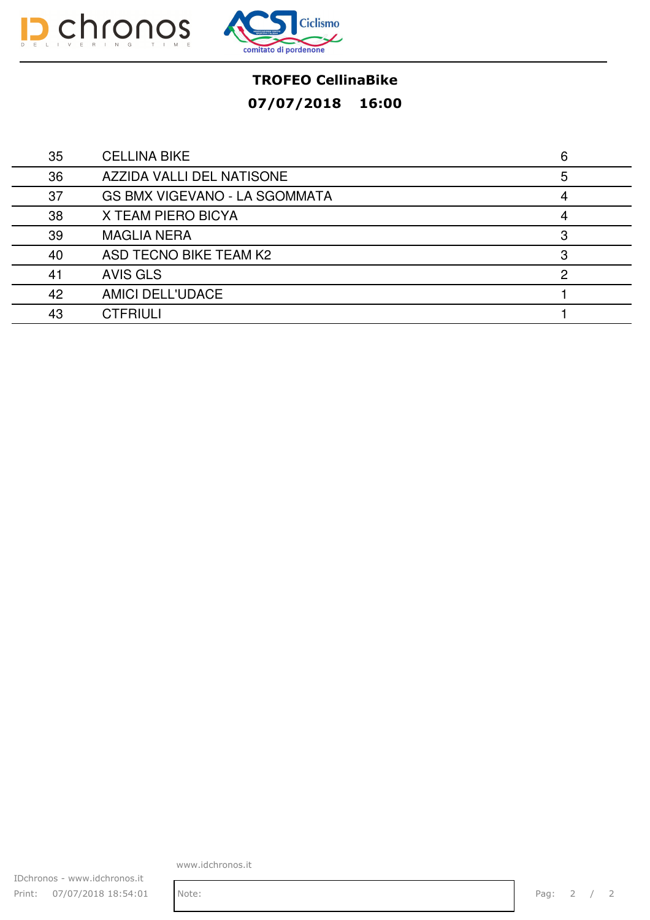## TROFEO CellinaBike

**07/07/2018 16:00**

| | | |
|---|---|---|
| 35 | CELLINA BIKE | 6 |
| 36 | AZZIDA VALLI DEL NATISONE | 5 |
| 37 | GS BMX VIGEVANO - LA SGOMMATA | 4 |
| 38 | X TEAM PIERO BICYA | 4 |
| 39 | MAGLIA NERA | 3 |
| 40 | ASD TECNO BIKE TEAM K2 | 3 |
| 41 | AVIS GLS | 2 |
| 42 | AMICI DELL'UDACE | 1 |
| 43 | CTFRIULI | 1 |

www.idchronos.it

IDchronos - www.idchronos.it

Print: 07/07/2018 18:54:01

Note: